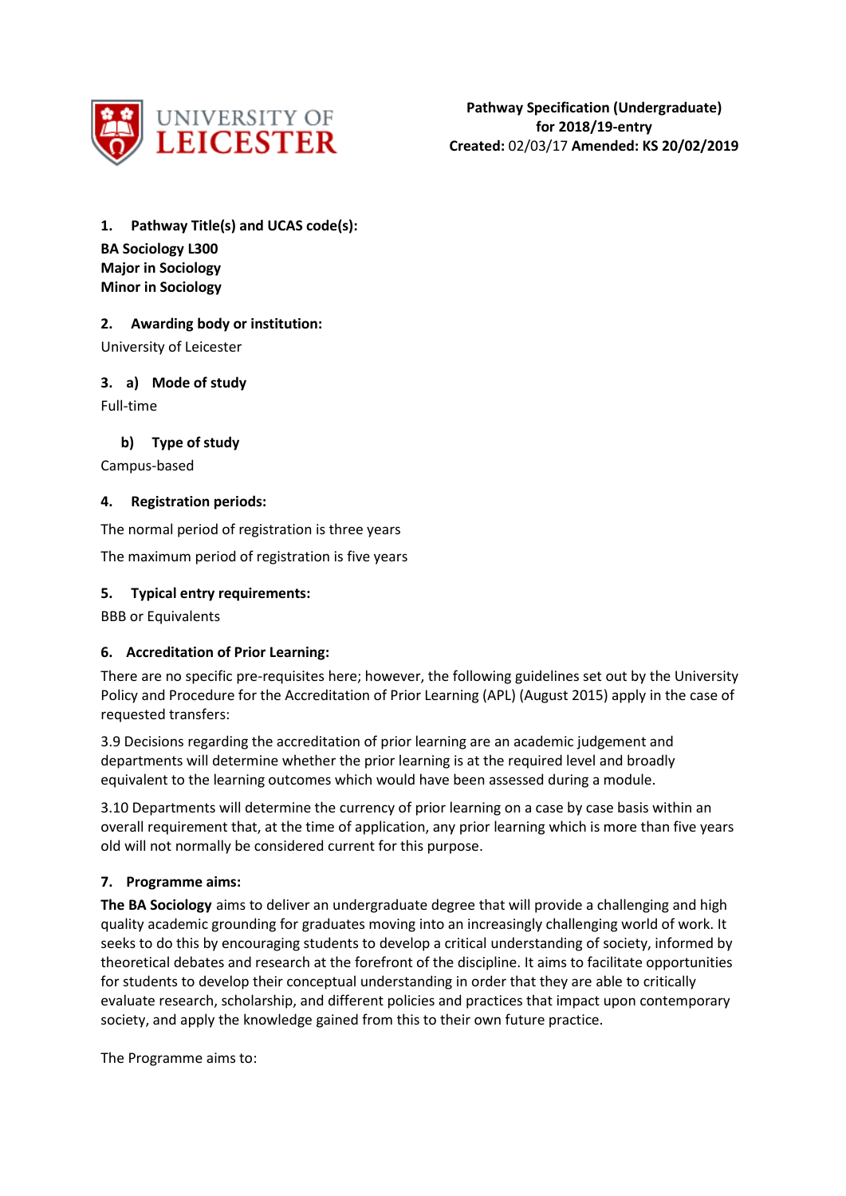**Pathway Specification (Undergraduate)**
**for 2018/19-entry**
**Created:** 02/03/17 **Amended: KS 20/02/2019**

### 1. Pathway Title(s) and UCAS code(s):

**BA Sociology L300**
**Major in Sociology**
**Minor in Sociology**

### 2. Awarding body or institution:

University of Leicester

### 3. a) Mode of study

Full-time

### b) Type of study

Campus-based

### 4. Registration periods:

The normal period of registration is three years

The maximum period of registration is five years

### 5. Typical entry requirements:

BBB or Equivalents

### 6. Accreditation of Prior Learning:

There are no specific pre-requisites here; however, the following guidelines set out by the University Policy and Procedure for the Accreditation of Prior Learning (APL) (August 2015) apply in the case of requested transfers:

3.9 Decisions regarding the accreditation of prior learning are an academic judgement and departments will determine whether the prior learning is at the required level and broadly equivalent to the learning outcomes which would have been assessed during a module.

3.10 Departments will determine the currency of prior learning on a case by case basis within an overall requirement that, at the time of application, any prior learning which is more than five years old will not normally be considered current for this purpose.

### 7. Programme aims:

**The BA Sociology** aims to deliver an undergraduate degree that will provide a challenging and high quality academic grounding for graduates moving into an increasingly challenging world of work. It seeks to do this by encouraging students to develop a critical understanding of society, informed by theoretical debates and research at the forefront of the discipline. It aims to facilitate opportunities for students to develop their conceptual understanding in order that they are able to critically evaluate research, scholarship, and different policies and practices that impact upon contemporary society, and apply the knowledge gained from this to their own future practice.

The Programme aims to: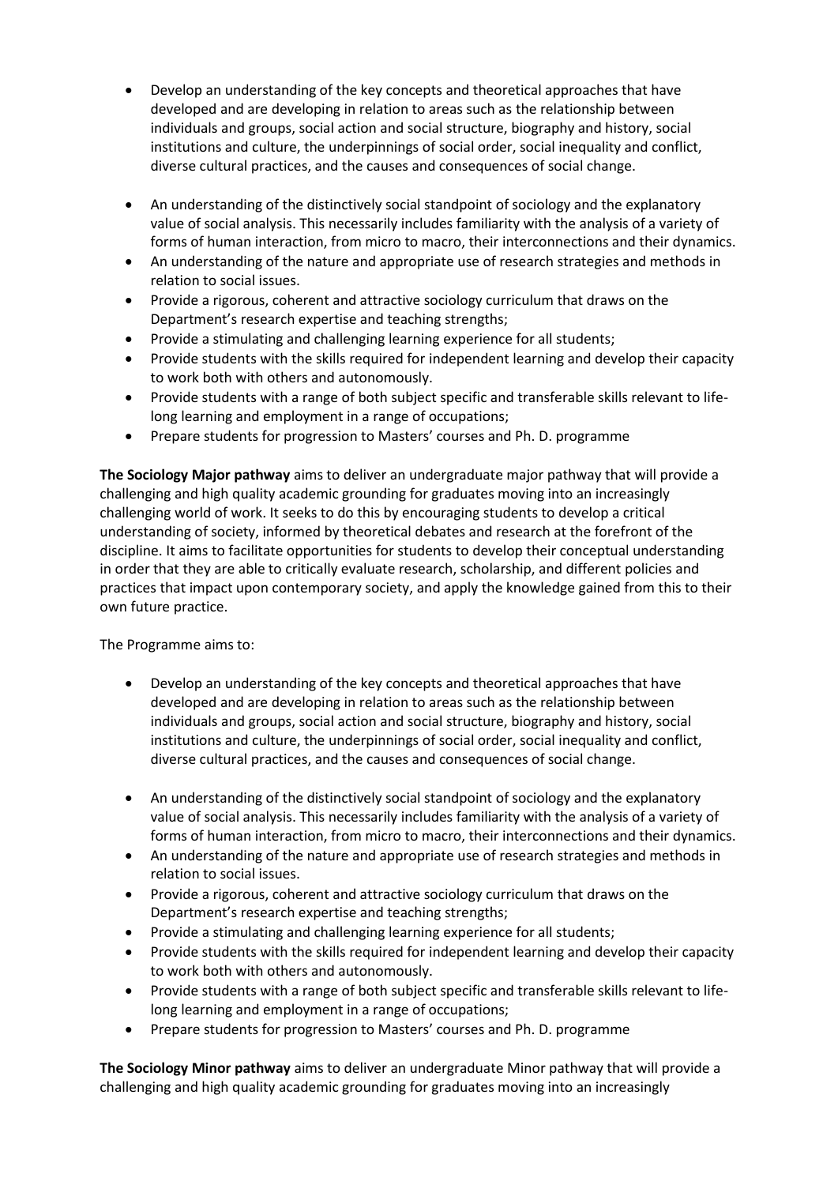- Develop an understanding of the key concepts and theoretical approaches that have developed and are developing in relation to areas such as the relationship between individuals and groups, social action and social structure, biography and history, social institutions and culture, the underpinnings of social order, social inequality and conflict, diverse cultural practices, and the causes and consequences of social change.

- An understanding of the distinctively social standpoint of sociology and the explanatory value of social analysis. This necessarily includes familiarity with the analysis of a variety of forms of human interaction, from micro to macro, their interconnections and their dynamics.
- An understanding of the nature and appropriate use of research strategies and methods in relation to social issues.
- Provide a rigorous, coherent and attractive sociology curriculum that draws on the Department's research expertise and teaching strengths;
- Provide a stimulating and challenging learning experience for all students;
- Provide students with the skills required for independent learning and develop their capacity to work both with others and autonomously.
- Provide students with a range of both subject specific and transferable skills relevant to life-long learning and employment in a range of occupations;
- Prepare students for progression to Masters' courses and Ph. D. programme

**The Sociology Major pathway** aims to deliver an undergraduate major pathway that will provide a challenging and high quality academic grounding for graduates moving into an increasingly challenging world of work. It seeks to do this by encouraging students to develop a critical understanding of society, informed by theoretical debates and research at the forefront of the discipline. It aims to facilitate opportunities for students to develop their conceptual understanding in order that they are able to critically evaluate research, scholarship, and different policies and practices that impact upon contemporary society, and apply the knowledge gained from this to their own future practice.

The Programme aims to:

- Develop an understanding of the key concepts and theoretical approaches that have developed and are developing in relation to areas such as the relationship between individuals and groups, social action and social structure, biography and history, social institutions and culture, the underpinnings of social order, social inequality and conflict, diverse cultural practices, and the causes and consequences of social change.

- An understanding of the distinctively social standpoint of sociology and the explanatory value of social analysis. This necessarily includes familiarity with the analysis of a variety of forms of human interaction, from micro to macro, their interconnections and their dynamics.
- An understanding of the nature and appropriate use of research strategies and methods in relation to social issues.
- Provide a rigorous, coherent and attractive sociology curriculum that draws on the Department's research expertise and teaching strengths;
- Provide a stimulating and challenging learning experience for all students;
- Provide students with the skills required for independent learning and develop their capacity to work both with others and autonomously.
- Provide students with a range of both subject specific and transferable skills relevant to life-long learning and employment in a range of occupations;
- Prepare students for progression to Masters' courses and Ph. D. programme

**The Sociology Minor pathway** aims to deliver an undergraduate Minor pathway that will provide a challenging and high quality academic grounding for graduates moving into an increasingly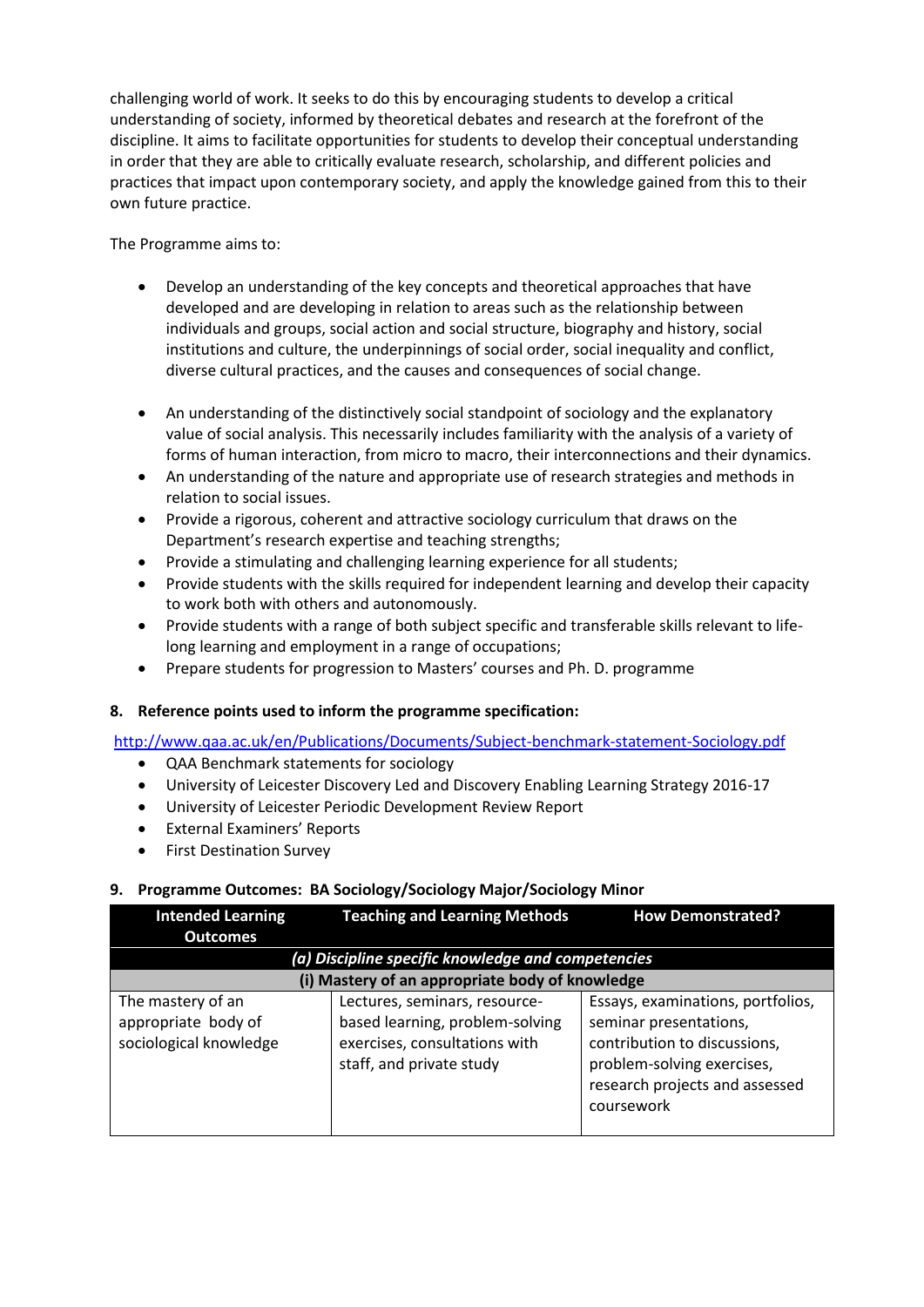challenging world of work. It seeks to do this by encouraging students to develop a critical understanding of society, informed by theoretical debates and research at the forefront of the discipline. It aims to facilitate opportunities for students to develop their conceptual understanding in order that they are able to critically evaluate research, scholarship, and different policies and practices that impact upon contemporary society, and apply the knowledge gained from this to their own future practice.

The Programme aims to:

- Develop an understanding of the key concepts and theoretical approaches that have developed and are developing in relation to areas such as the relationship between individuals and groups, social action and social structure, biography and history, social institutions and culture, the underpinnings of social order, social inequality and conflict, diverse cultural practices, and the causes and consequences of social change.
- An understanding of the distinctively social standpoint of sociology and the explanatory value of social analysis. This necessarily includes familiarity with the analysis of a variety of forms of human interaction, from micro to macro, their interconnections and their dynamics.
- An understanding of the nature and appropriate use of research strategies and methods in relation to social issues.
- Provide a rigorous, coherent and attractive sociology curriculum that draws on the Department's research expertise and teaching strengths;
- Provide a stimulating and challenging learning experience for all students;
- Provide students with the skills required for independent learning and develop their capacity to work both with others and autonomously.
- Provide students with a range of both subject specific and transferable skills relevant to life-long learning and employment in a range of occupations;
- Prepare students for progression to Masters' courses and Ph. D. programme

## 8. Reference points used to inform the programme specification:

http://www.qaa.ac.uk/en/Publications/Documents/Subject-benchmark-statement-Sociology.pdf

- QAA Benchmark statements for sociology
- University of Leicester Discovery Led and Discovery Enabling Learning Strategy 2016-17
- University of Leicester Periodic Development Review Report
- External Examiners' Reports
- First Destination Survey

## 9. Programme Outcomes: BA Sociology/Sociology Major/Sociology Minor

| Intended Learning Outcomes | Teaching and Learning Methods | How Demonstrated? |
|---|---|---|
| ***(a) Discipline specific knowledge and competencies*** | | |
| **(i) Mastery of an appropriate body of knowledge** | | |
| The mastery of an appropriate body of sociological knowledge | Lectures, seminars, resource-based learning, problem-solving exercises, consultations with staff, and private study | Essays, examinations, portfolios, seminar presentations, contribution to discussions, problem-solving exercises, research projects and assessed coursework |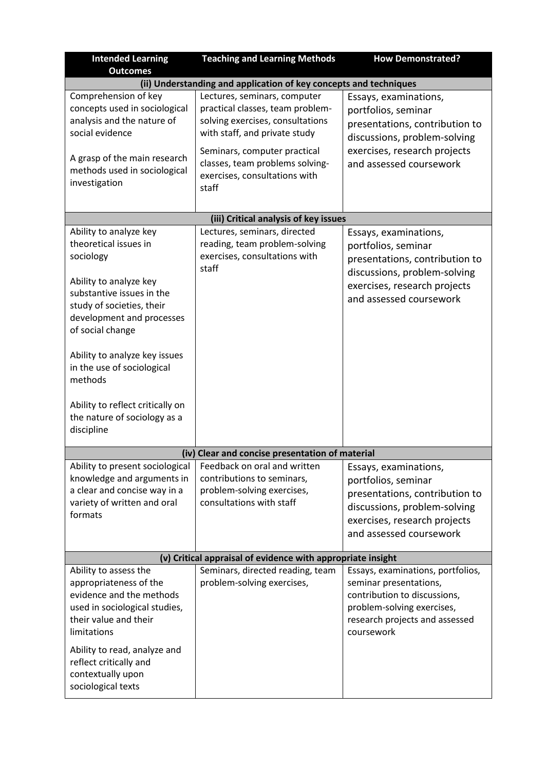| Intended Learning Outcomes | Teaching and Learning Methods | How Demonstrated? |
|---|---|---|
| **(ii) Understanding and application of key concepts and techniques** | | |
| Comprehension of key concepts used in sociological analysis and the nature of social evidence<br><br>A grasp of the main research methods used in sociological investigation | Lectures, seminars, computer practical classes, team problem-solving exercises, consultations with staff, and private study<br><br>Seminars, computer practical classes, team problems solving-exercises, consultations with staff | Essays, examinations, portfolios, seminar presentations, contribution to discussions, problem-solving exercises, research projects and assessed coursework |
| **(iii) Critical analysis of key issues** | | |
| Ability to analyze key theoretical issues in sociology<br><br>Ability to analyze key substantive issues in the study of societies, their development and processes of social change<br><br>Ability to analyze key issues in the use of sociological methods<br><br>Ability to reflect critically on the nature of sociology as a discipline | Lectures, seminars, directed reading, team problem-solving exercises, consultations with staff | Essays, examinations, portfolios, seminar presentations, contribution to discussions, problem-solving exercises, research projects and assessed coursework |
| **(iv) Clear and concise presentation of material** | | |
| Ability to present sociological knowledge and arguments in a clear and concise way in a variety of written and oral formats | Feedback on oral and written contributions to seminars, problem-solving exercises, consultations with staff | Essays, examinations, portfolios, seminar presentations, contribution to discussions, problem-solving exercises, research projects and assessed coursework |
| **(v) Critical appraisal of evidence with appropriate insight** | | |
| Ability to assess the appropriateness of the evidence and the methods used in sociological studies, their value and their limitations<br><br>Ability to read, analyze and reflect critically and contextually upon sociological texts | Seminars, directed reading, team problem-solving exercises, | Essays, examinations, portfolios, seminar presentations, contribution to discussions, problem-solving exercises, research projects and assessed coursework |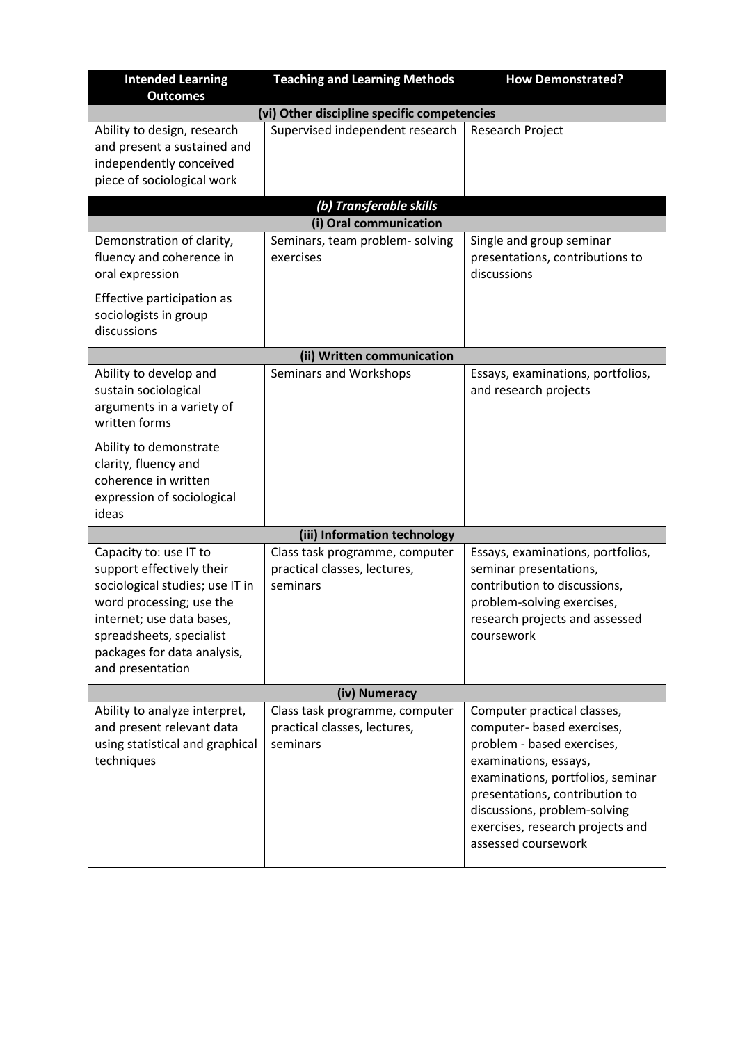| Intended Learning Outcomes | Teaching and Learning Methods | How Demonstrated? |
|---|---|---|
| **(vi) Other discipline specific competencies** | | |
| Ability to design, research and present a sustained and independently conceived piece of sociological work | Supervised independent research | Research Project |
| ***(b) Transferable skills*** | | |
| **(i) Oral communication** | | |
| Demonstration of clarity, fluency and coherence in oral expression<br><br>Effective participation as sociologists in group discussions | Seminars, team problem- solving exercises | Single and group seminar presentations, contributions to discussions |
| **(ii) Written communication** | | |
| Ability to develop and sustain sociological arguments in a variety of written forms<br><br>Ability to demonstrate clarity, fluency and coherence in written expression of sociological ideas | Seminars and Workshops | Essays, examinations, portfolios, and research projects |
| **(iii) Information technology** | | |
| Capacity to: use IT to support effectively their sociological studies; use IT in word processing; use the internet; use data bases, spreadsheets, specialist packages for data analysis, and presentation | Class task programme, computer practical classes, lectures, seminars | Essays, examinations, portfolios, seminar presentations, contribution to discussions, problem-solving exercises, research projects and assessed coursework |
| **(iv) Numeracy** | | |
| Ability to analyze interpret, and present relevant data using statistical and graphical techniques | Class task programme, computer practical classes, lectures, seminars | Computer practical classes, computer- based exercises, problem - based exercises, examinations, essays, examinations, portfolios, seminar presentations, contribution to discussions, problem-solving exercises, research projects and assessed coursework |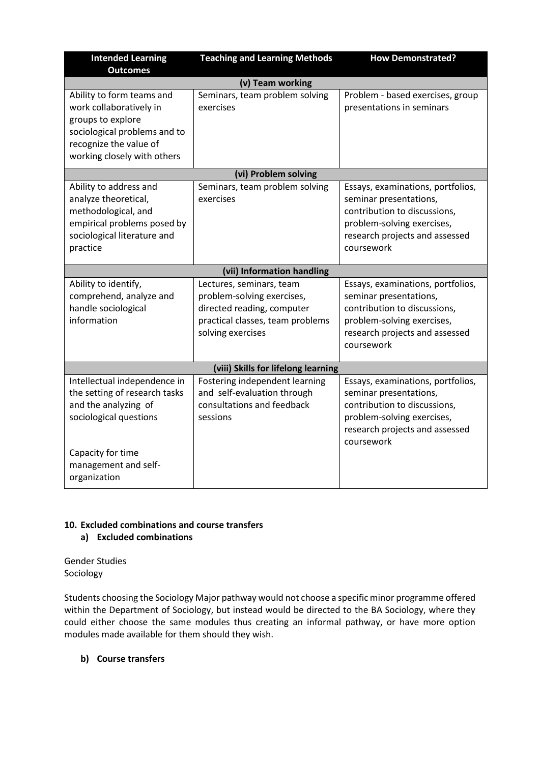| Intended Learning Outcomes | Teaching and Learning Methods | How Demonstrated? |
| --- | --- | --- |
| **(v) Team working** | | |
| Ability to form teams and work collaboratively in groups to explore sociological problems and to recognize the value of working closely with others | Seminars, team problem solving exercises | Problem - based exercises, group presentations in seminars |
| **(vi) Problem solving** | | |
| Ability to address and analyze theoretical, methodological, and empirical problems posed by sociological literature and practice | Seminars, team problem solving exercises | Essays, examinations, portfolios, seminar presentations, contribution to discussions, problem-solving exercises, research projects and assessed coursework |
| **(vii) Information handling** | | |
| Ability to identify, comprehend, analyze and handle sociological information | Lectures, seminars, team problem-solving exercises, directed reading, computer practical classes, team problems solving exercises | Essays, examinations, portfolios, seminar presentations, contribution to discussions, problem-solving exercises, research projects and assessed coursework |
| **(viii) Skills for lifelong learning** | | |
| Intellectual independence in the setting of research tasks and the analyzing of sociological questions<br><br>Capacity for time management and self-organization | Fostering independent learning and self-evaluation through consultations and feedback sessions | Essays, examinations, portfolios, seminar presentations, contribution to discussions, problem-solving exercises, research projects and assessed coursework |

## 10. Excluded combinations and course transfers

### a) Excluded combinations

Gender Studies
Sociology

Students choosing the Sociology Major pathway would not choose a specific minor programme offered within the Department of Sociology, but instead would be directed to the BA Sociology, where they could either choose the same modules thus creating an informal pathway, or have more option modules made available for them should they wish.

### b) Course transfers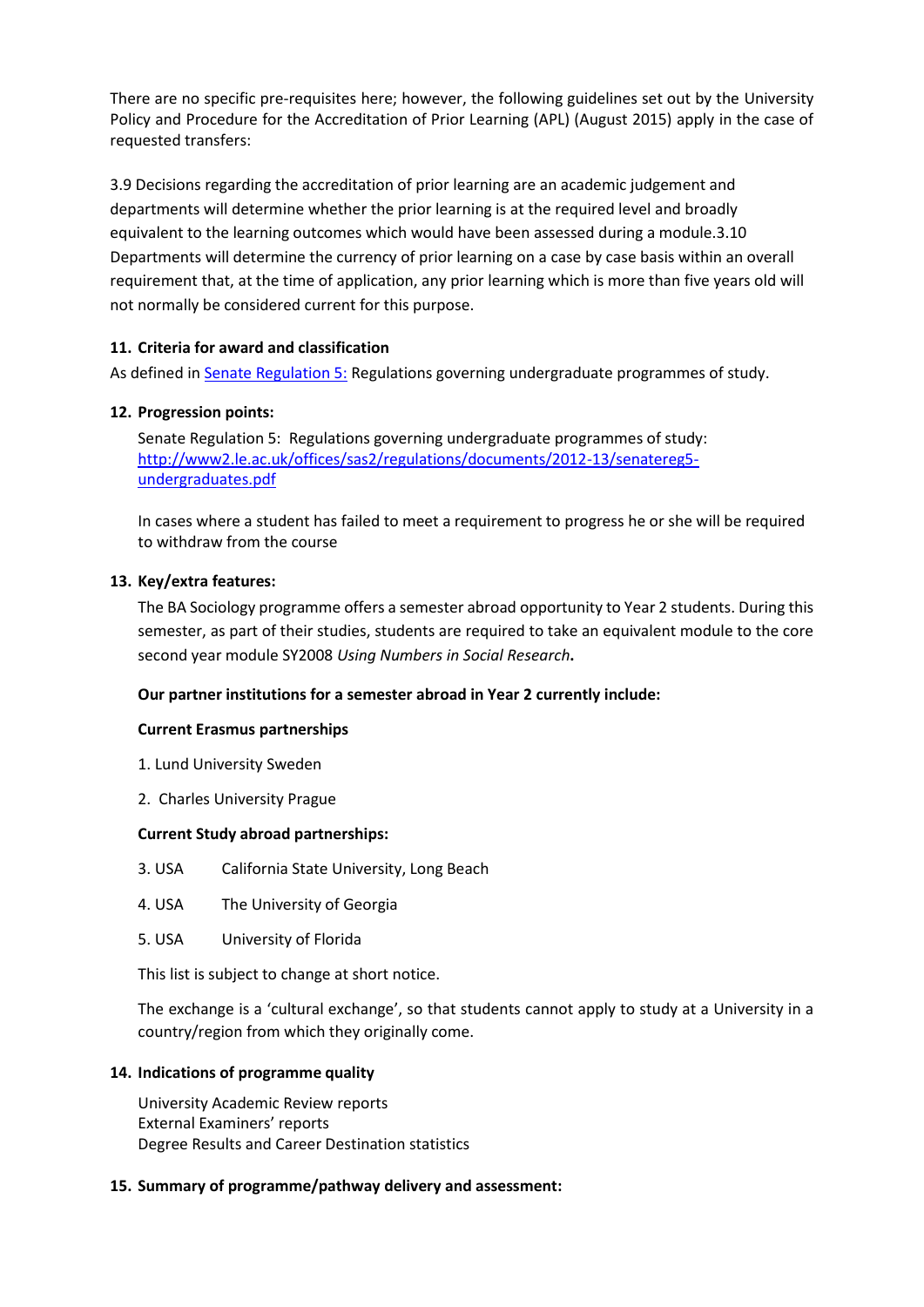There are no specific pre-requisites here; however, the following guidelines set out by the University Policy and Procedure for the Accreditation of Prior Learning (APL) (August 2015) apply in the case of requested transfers:

3.9 Decisions regarding the accreditation of prior learning are an academic judgement and departments will determine whether the prior learning is at the required level and broadly equivalent to the learning outcomes which would have been assessed during a module.3.10 Departments will determine the currency of prior learning on a case by case basis within an overall requirement that, at the time of application, any prior learning which is more than five years old will not normally be considered current for this purpose.

**11. Criteria for award and classification**

As defined in [Senate Regulation 5:](http://www2.le.ac.uk/offices/sas2/regulations/documents/2012-13/senatereg5-undergraduates.pdf) Regulations governing undergraduate programmes of study.

**12. Progression points:**

Senate Regulation 5: Regulations governing undergraduate programmes of study: [http://www2.le.ac.uk/offices/sas2/regulations/documents/2012-13/senatereg5-undergraduates.pdf](http://www2.le.ac.uk/offices/sas2/regulations/documents/2012-13/senatereg5-undergraduates.pdf)

In cases where a student has failed to meet a requirement to progress he or she will be required to withdraw from the course

**13. Key/extra features:**

The BA Sociology programme offers a semester abroad opportunity to Year 2 students. During this semester, as part of their studies, students are required to take an equivalent module to the core second year module SY2008 *Using Numbers in Social Research***.**

**Our partner institutions for a semester abroad in Year 2 currently include:**

**Current Erasmus partnerships**

1. Lund University Sweden
2. Charles University Prague

**Current Study abroad partnerships:**

3. USA California State University, Long Beach
4. USA The University of Georgia
5. USA University of Florida

This list is subject to change at short notice.

The exchange is a 'cultural exchange', so that students cannot apply to study at a University in a country/region from which they originally come.

**14. Indications of programme quality**

University Academic Review reports
External Examiners' reports
Degree Results and Career Destination statistics

**15. Summary of programme/pathway delivery and assessment:**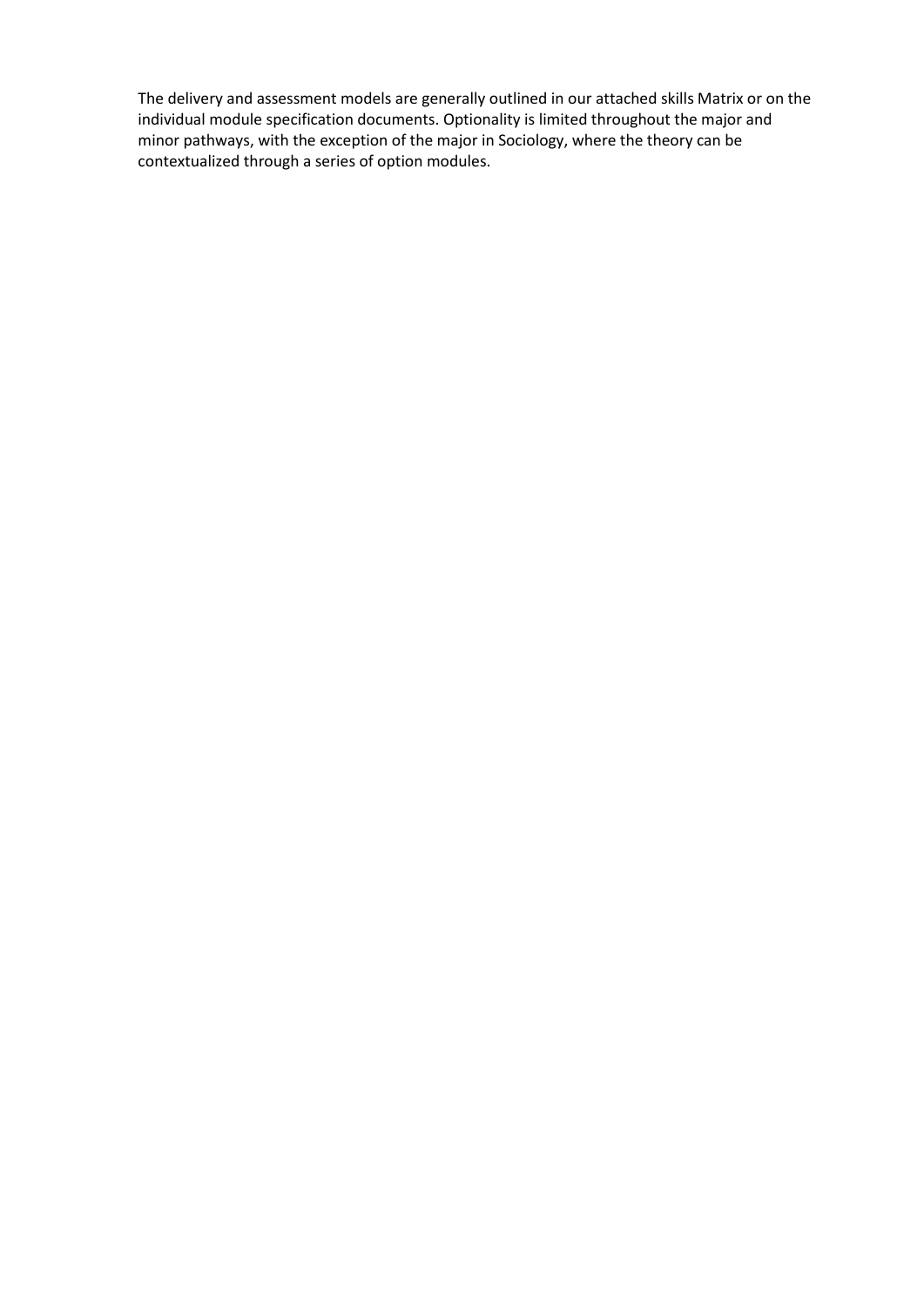The delivery and assessment models are generally outlined in our attached skills Matrix or on the individual module specification documents. Optionality is limited throughout the major and minor pathways, with the exception of the major in Sociology, where the theory can be contextualized through a series of option modules.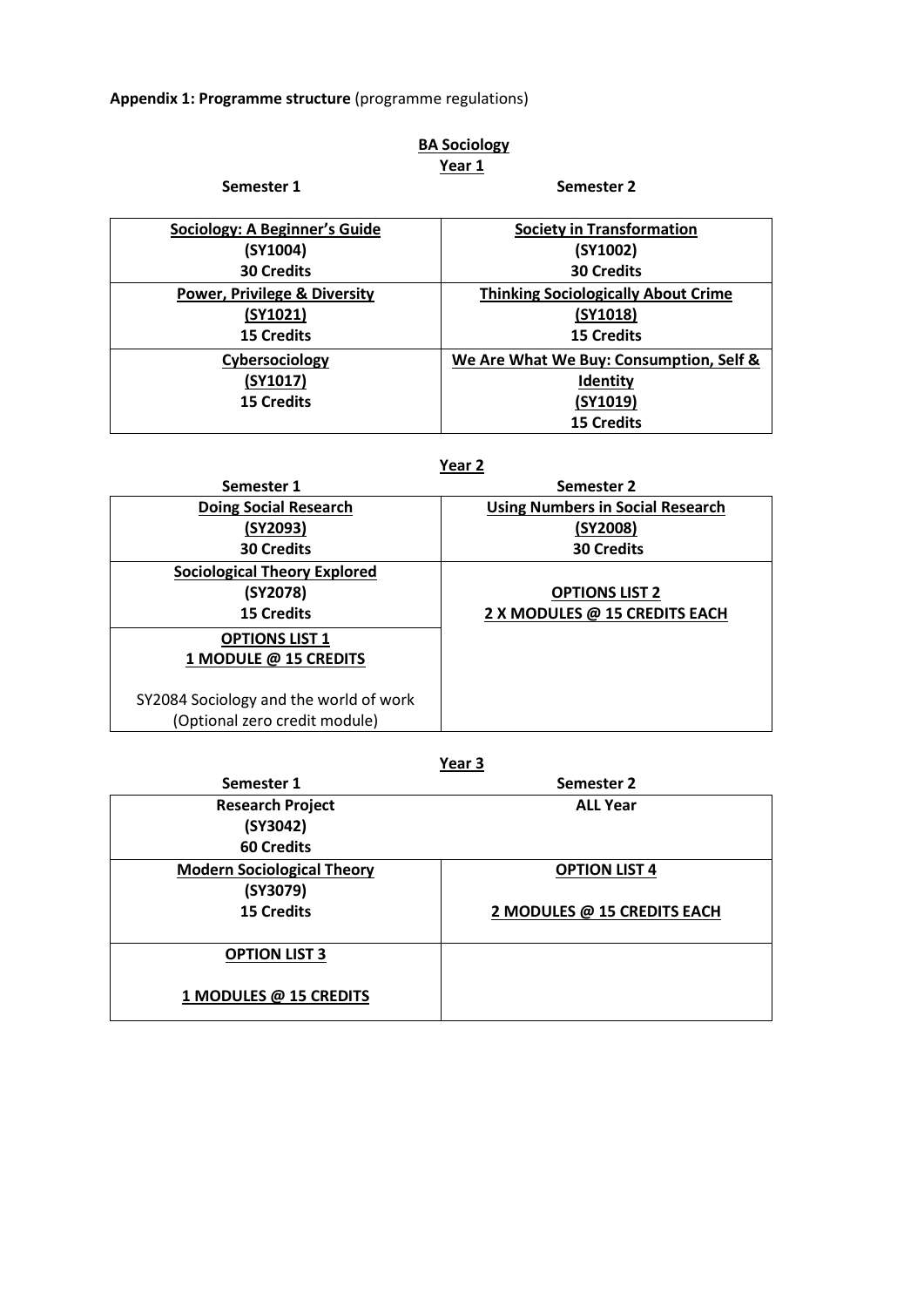**Appendix 1: Programme structure** (programme regulations)

**BA Sociology**

**Year 1**

| Semester 1 | Semester 2 |
|---|---|
| **Sociology: A Beginner's Guide**<br>**(SY1004)**<br>**30 Credits** | **Society in Transformation**<br>**(SY1002)**<br>**30 Credits** |
| **Power, Privilege & Diversity**<br>**(SY1021)**<br>**15 Credits** | **Thinking Sociologically About Crime**<br>**(SY1018)**<br>**15 Credits** |
| **Cybersociology**<br>**(SY1017)**<br>**15 Credits** | **We Are What We Buy: Consumption, Self & Identity**<br>**(SY1019)**<br>**15 Credits** |

**Year 2**

| Semester 1 | Semester 2 |
|---|---|
| **Doing Social Research**<br>**(SY2093)**<br>**30 Credits** | **Using Numbers in Social Research**<br>**(SY2008)**<br>**30 Credits** |
| **Sociological Theory Explored**<br>**(SY2078)**<br>**15 Credits** | **OPTIONS LIST 2**<br>**2 X MODULES @ 15 CREDITS EACH** |
| **OPTIONS LIST 1**<br>**1 MODULE @ 15 CREDITS**<br><br>SY2084 Sociology and the world of work<br>(Optional zero credit module) | |

**Year 3**

| Semester 1 | Semester 2 |
|---|---|
| **Research Project**<br>**(SY3042)**<br>**60 Credits** | **ALL Year** |
| **Modern Sociological Theory**<br>**(SY3079)**<br>**15 Credits** | **OPTION LIST 4**<br><br>**2 MODULES @ 15 CREDITS EACH** |
| **OPTION LIST 3**<br><br>**1 MODULES @ 15 CREDITS** | |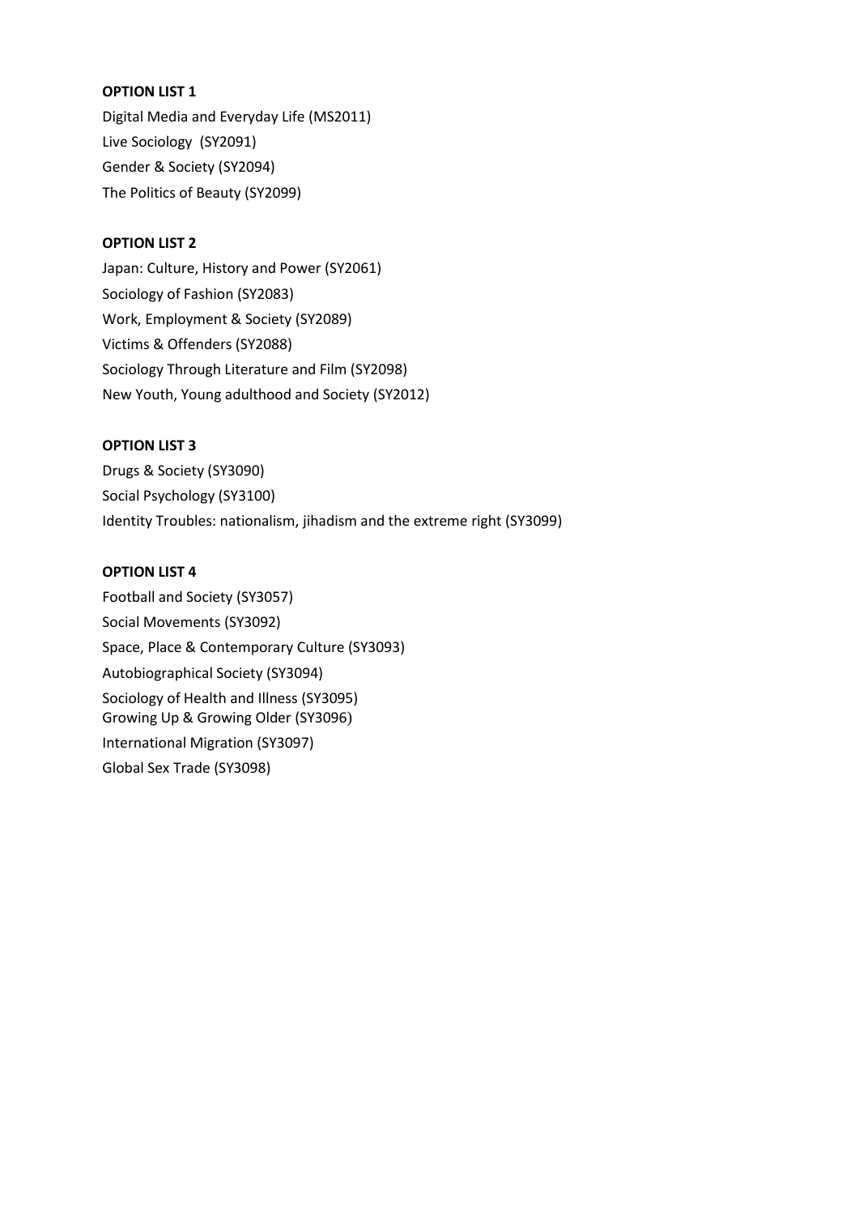**OPTION LIST 1**

Digital Media and Everyday Life (MS2011)
Live Sociology (SY2091)
Gender & Society (SY2094)
The Politics of Beauty (SY2099)

**OPTION LIST 2**

Japan: Culture, History and Power (SY2061)
Sociology of Fashion (SY2083)
Work, Employment & Society (SY2089)
Victims & Offenders (SY2088)
Sociology Through Literature and Film (SY2098)
New Youth, Young adulthood and Society (SY2012)

**OPTION LIST 3**

Drugs & Society (SY3090)
Social Psychology (SY3100)
Identity Troubles: nationalism, jihadism and the extreme right (SY3099)

**OPTION LIST 4**

Football and Society (SY3057)
Social Movements (SY3092)
Space, Place & Contemporary Culture (SY3093)
Autobiographical Society (SY3094)
Sociology of Health and Illness (SY3095)
Growing Up & Growing Older (SY3096)
International Migration (SY3097)
Global Sex Trade (SY3098)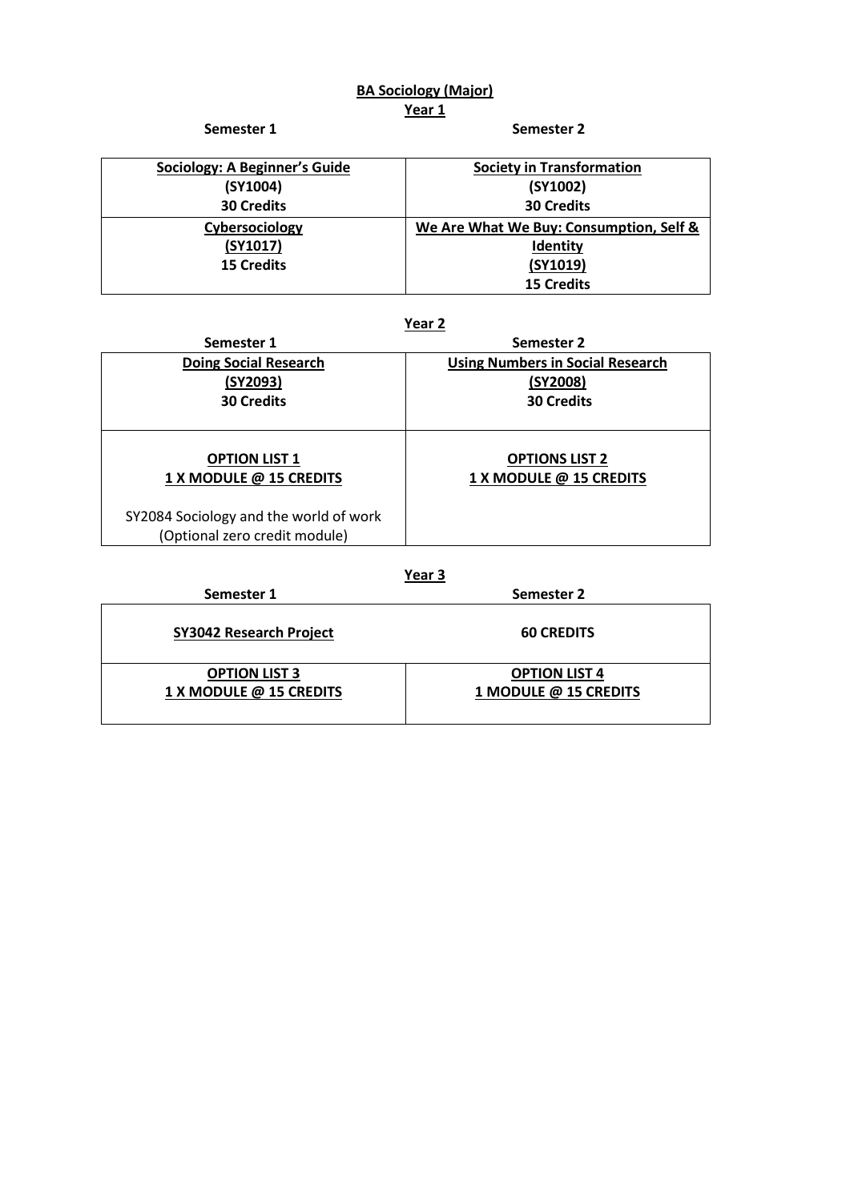**BA Sociology (Major)**

**Year 1**

| Semester 1 | Semester 2 |
|---|---|
| **Sociology: A Beginner's Guide**<br>**(SY1004)**<br>**30 Credits** | **Society in Transformation**<br>**(SY1002)**<br>**30 Credits** |
| **Cybersociology**<br>**(SY1017)**<br>**15 Credits** | **We Are What We Buy: Consumption, Self & Identity**<br>**(SY1019)**<br>**15 Credits** |

**Year 2**

| Semester 1 | Semester 2 |
|---|---|
| **Doing Social Research**<br>**(SY2093)**<br>**30 Credits** | **Using Numbers in Social Research**<br>**(SY2008)**<br>**30 Credits** |
| **OPTION LIST 1**<br>**1 X MODULE @ 15 CREDITS**<br><br>SY2084 Sociology and the world of work (Optional zero credit module) | **OPTIONS LIST 2**<br>**1 X MODULE @ 15 CREDITS** |

**Year 3**

| Semester 1 | Semester 2 |
|---|---|
| **SY3042 Research Project** | **60 CREDITS** |
| **OPTION LIST 3**<br>**1 X MODULE @ 15 CREDITS** | **OPTION LIST 4**<br>**1 MODULE @ 15 CREDITS** |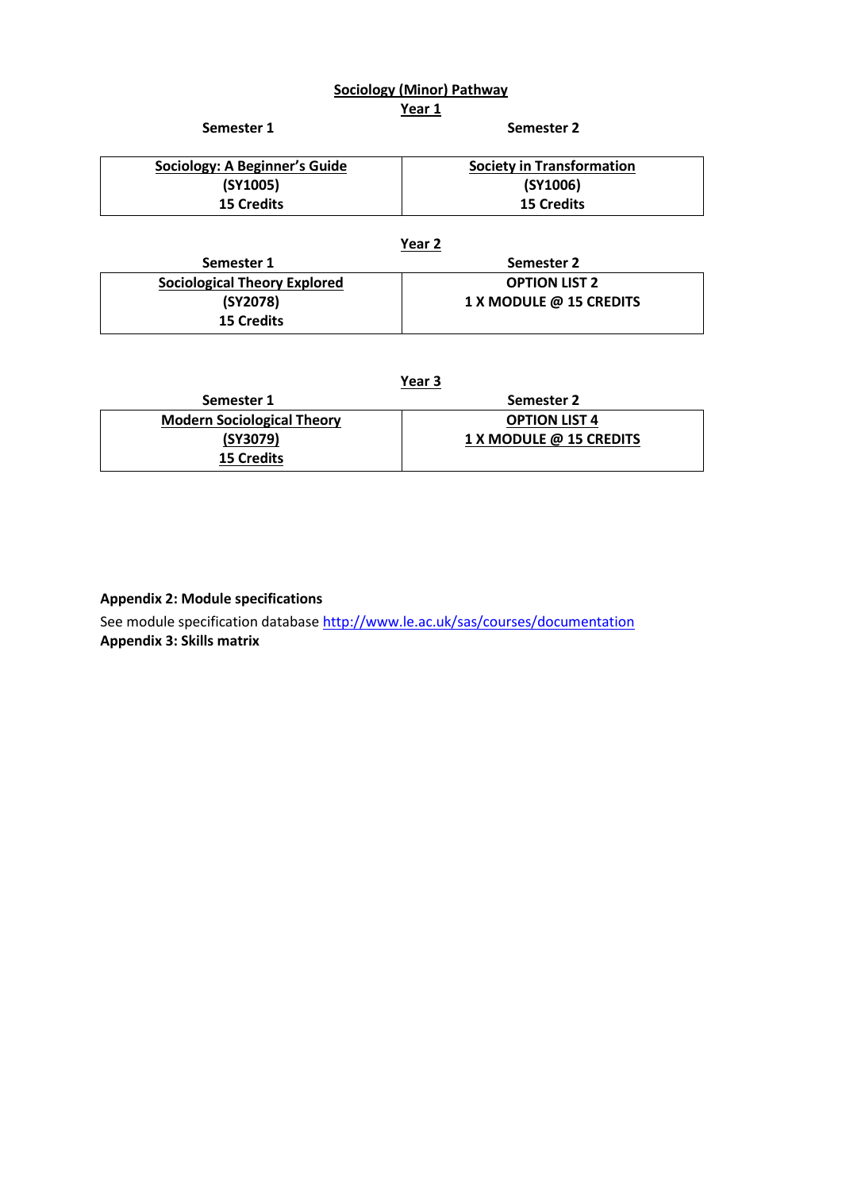**Sociology (Minor) Pathway**

**Year 1**

| Semester 1 | Semester 2 |
|---|---|
| **Sociology: A Beginner's Guide (SY1005) 15 Credits** | **Society in Transformation (SY1006) 15 Credits** |

**Year 2**

| Semester 1 | Semester 2 |
|---|---|
| **Sociological Theory Explored (SY2078) 15 Credits** | **OPTION LIST 2 1 X MODULE @ 15 CREDITS** |

**Year 3**

| Semester 1 | Semester 2 |
|---|---|
| **Modern Sociological Theory (SY3079) 15 Credits** | **OPTION LIST 4 1 X MODULE @ 15 CREDITS** |

**Appendix 2: Module specifications**

See module specification database http://www.le.ac.uk/sas/courses/documentation

**Appendix 3: Skills matrix**